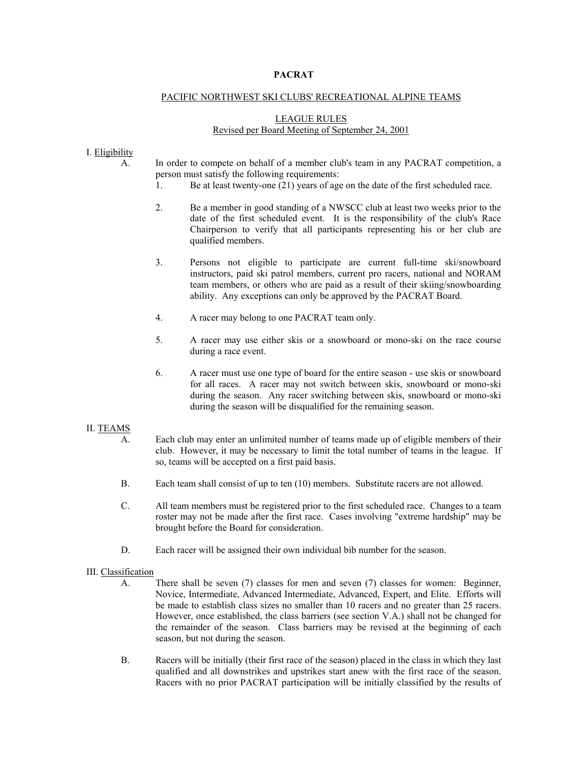# PACRAT

## PACIFIC NORTHWEST SKI CLUBS' RECREATIONAL ALPINE TEAMS

### LEAGUE RULES
Revised per Board Meeting of September 24, 2001

## I. Eligibility

A. In order to compete on behalf of a member club's team in any PACRAT competition, a person must satisfy the following requirements:

1. Be at least twenty-one (21) years of age on the date of the first scheduled race.

2. Be a member in good standing of a NWSCC club at least two weeks prior to the date of the first scheduled event. It is the responsibility of the club's Race Chairperson to verify that all participants representing his or her club are qualified members.

3. Persons not eligible to participate are current full-time ski/snowboard instructors, paid ski patrol members, current pro racers, national and NORAM team members, or others who are paid as a result of their skiing/snowboarding ability. Any exceptions can only be approved by the PACRAT Board.

4. A racer may belong to one PACRAT team only.

5. A racer may use either skis or a snowboard or mono-ski on the race course during a race event.

6. A racer must use one type of board for the entire season - use skis or snowboard for all races. A racer may not switch between skis, snowboard or mono-ski during the season. Any racer switching between skis, snowboard or mono-ski during the season will be disqualified for the remaining season.

## II. TEAMS

A. Each club may enter an unlimited number of teams made up of eligible members of their club. However, it may be necessary to limit the total number of teams in the league. If so, teams will be accepted on a first paid basis.

B. Each team shall consist of up to ten (10) members. Substitute racers are not allowed.

C. All team members must be registered prior to the first scheduled race. Changes to a team roster may not be made after the first race. Cases involving "extreme hardship" may be brought before the Board for consideration.

D. Each racer will be assigned their own individual bib number for the season.

## III. Classification

A. There shall be seven (7) classes for men and seven (7) classes for women: Beginner, Novice, Intermediate, Advanced Intermediate, Advanced, Expert, and Elite. Efforts will be made to establish class sizes no smaller than 10 racers and no greater than 25 racers. However, once established, the class barriers (see section V.A.) shall not be changed for the remainder of the season. Class barriers may be revised at the beginning of each season, but not during the season.

B. Racers will be initially (their first race of the season) placed in the class in which they last qualified and all downstrikes and upstrikes start anew with the first race of the season. Racers with no prior PACRAT participation will be initially classified by the results of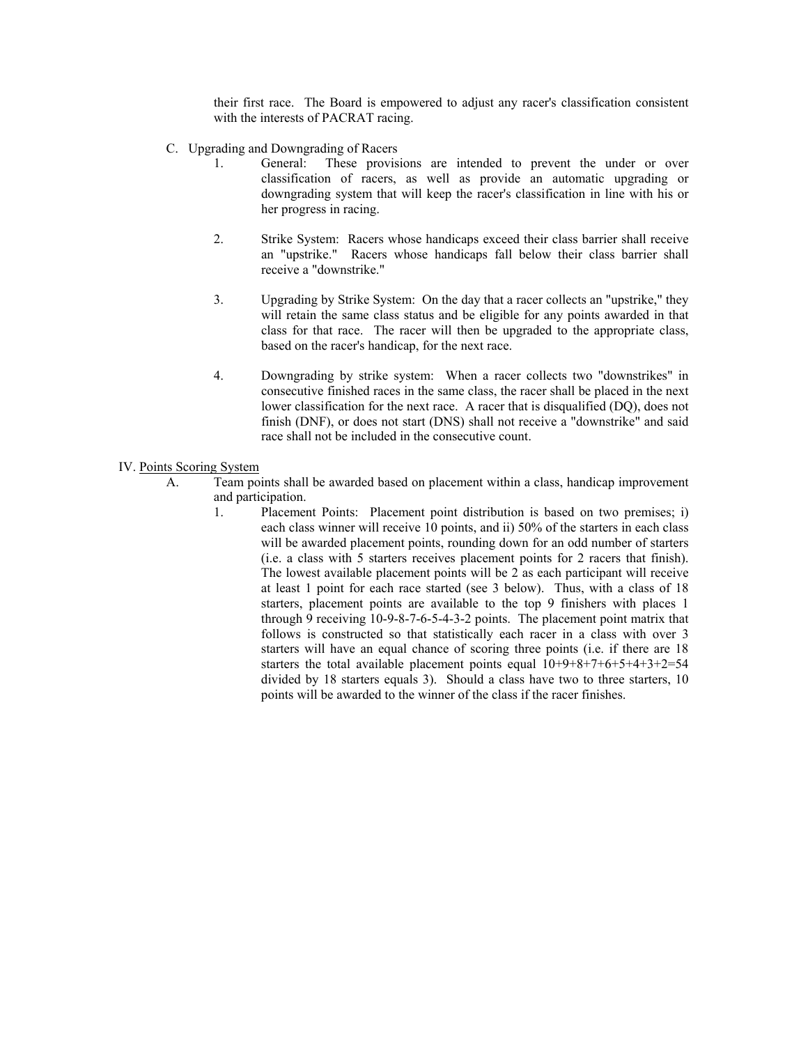their first race. The Board is empowered to adjust any racer's classification consistent with the interests of PACRAT racing.

C. Upgrading and Downgrading of Racers

1. General: These provisions are intended to prevent the under or over classification of racers, as well as provide an automatic upgrading or downgrading system that will keep the racer's classification in line with his or her progress in racing.

2. Strike System: Racers whose handicaps exceed their class barrier shall receive an "upstrike." Racers whose handicaps fall below their class barrier shall receive a "downstrike."

3. Upgrading by Strike System: On the day that a racer collects an "upstrike," they will retain the same class status and be eligible for any points awarded in that class for that race. The racer will then be upgraded to the appropriate class, based on the racer's handicap, for the next race.

4. Downgrading by strike system: When a racer collects two "downstrikes" in consecutive finished races in the same class, the racer shall be placed in the next lower classification for the next race. A racer that is disqualified (DQ), does not finish (DNF), or does not start (DNS) shall not receive a "downstrike" and said race shall not be included in the consecutive count.

IV. <u>Points Scoring System</u>

A. Team points shall be awarded based on placement within a class, handicap improvement and participation.

1. Placement Points: Placement point distribution is based on two premises; i) each class winner will receive 10 points, and ii) 50% of the starters in each class will be awarded placement points, rounding down for an odd number of starters (i.e. a class with 5 starters receives placement points for 2 racers that finish). The lowest available placement points will be 2 as each participant will receive at least 1 point for each race started (see 3 below). Thus, with a class of 18 starters, placement points are available to the top 9 finishers with places 1 through 9 receiving 10-9-8-7-6-5-4-3-2 points. The placement point matrix that follows is constructed so that statistically each racer in a class with over 3 starters will have an equal chance of scoring three points (i.e. if there are 18 starters the total available placement points equal 10+9+8+7+6+5+4+3+2=54 divided by 18 starters equals 3). Should a class have two to three starters, 10 points will be awarded to the winner of the class if the racer finishes.